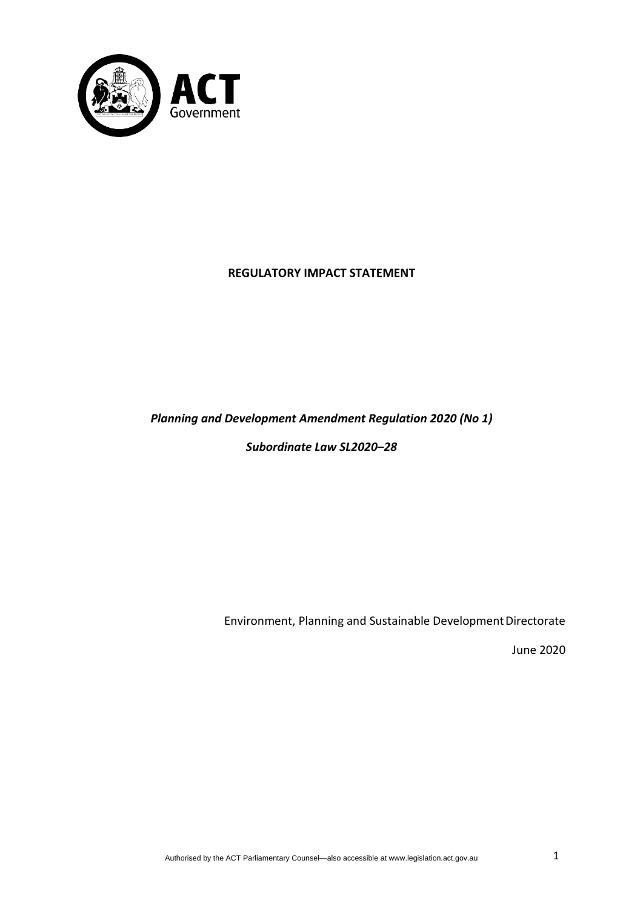**REGULATORY IMPACT STATEMENT**

***Planning and Development Amendment Regulation 2020 (No 1)***

***Subordinate Law SL2020–28***

Environment, Planning and Sustainable Development Directorate

June 2020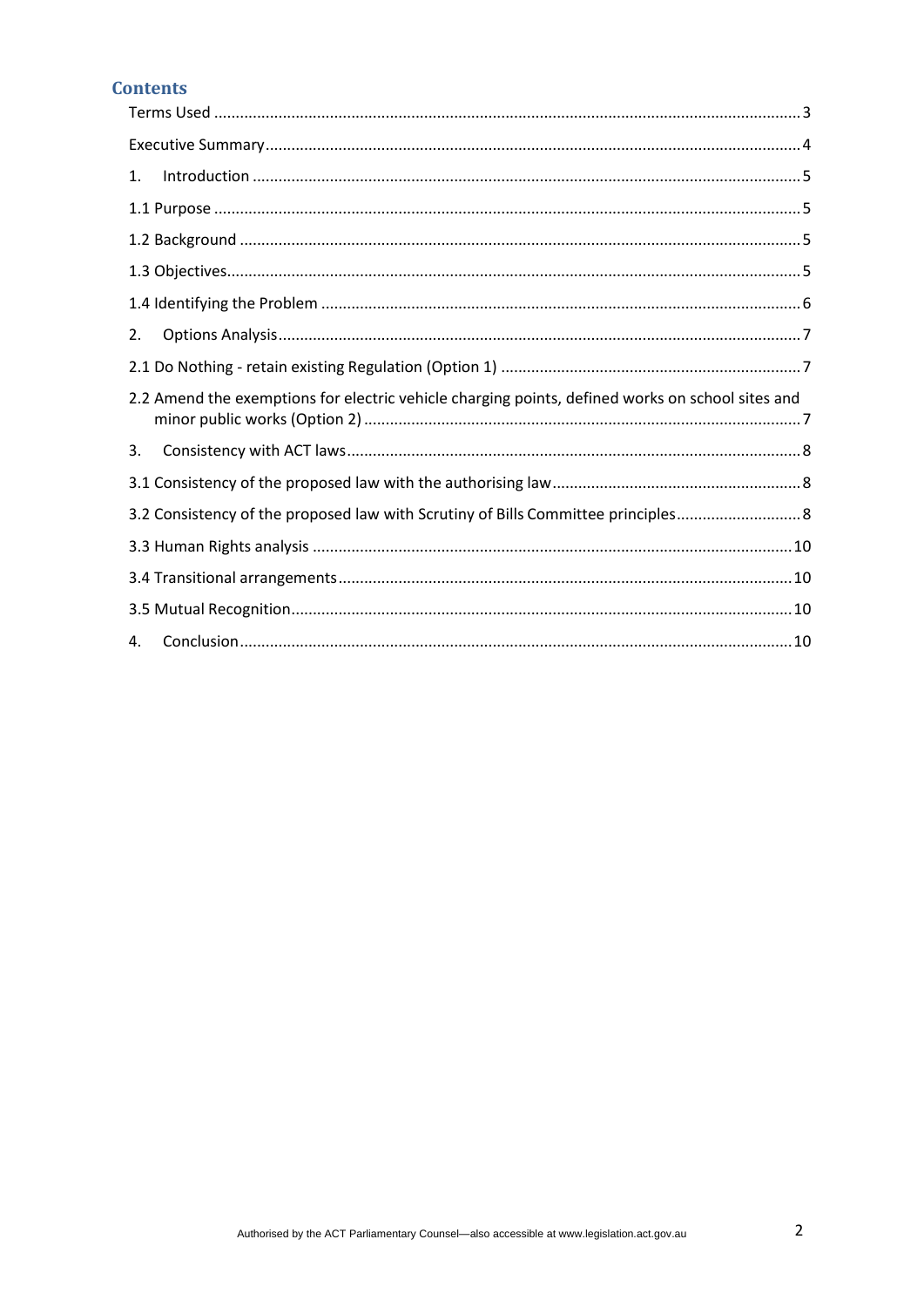## Contents

Terms Used ........................................................................................................................................ 3

Executive Summary ............................................................................................................................ 4

1. Introduction ................................................................................................................................ 5

1.1 Purpose ....................................................................................................................................... 5

1.2 Background .................................................................................................................................. 5

1.3 Objectives..................................................................................................................................... 5

1.4 Identifying the Problem ............................................................................................................... 6

2. Options Analysis ......................................................................................................................... 7

2.1 Do Nothing - retain existing Regulation (Option 1) ..................................................................... 7

2.2 Amend the exemptions for electric vehicle charging points, defined works on school sites and minor public works (Option 2) ..................................................................................................... 7

3. Consistency with ACT laws ......................................................................................................... 8

3.1 Consistency of the proposed law with the authorising law .......................................................... 8

3.2 Consistency of the proposed law with Scrutiny of Bills Committee principles ............................ 8

3.3 Human Rights analysis ............................................................................................................... 10

3.4 Transitional arrangements ......................................................................................................... 10

3.5 Mutual Recognition .................................................................................................................... 10

4. Conclusion ................................................................................................................................ 10

Authorised by the ACT Parliamentary Counsel—also accessible at www.legislation.act.gov.au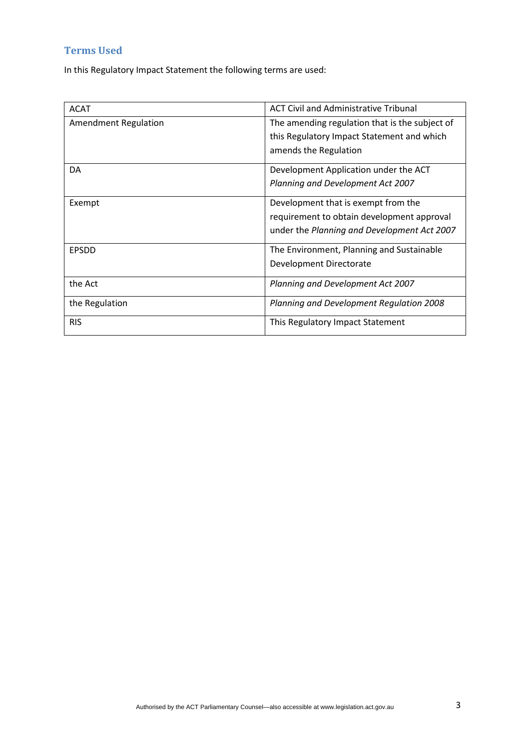## Terms Used

In this Regulatory Impact Statement the following terms are used:

| | |
|---|---|
| ACAT | ACT Civil and Administrative Tribunal |
| Amendment Regulation | The amending regulation that is the subject of this Regulatory Impact Statement and which amends the Regulation |
| DA | Development Application under the ACT *Planning and Development Act 2007* |
| Exempt | Development that is exempt from the requirement to obtain development approval under the *Planning and Development Act 2007* |
| EPSDD | The Environment, Planning and Sustainable Development Directorate |
| the Act | *Planning and Development Act 2007* |
| the Regulation | *Planning and Development Regulation 2008* |
| RIS | This Regulatory Impact Statement |

Authorised by the ACT Parliamentary Counsel—also accessible at www.legislation.act.gov.au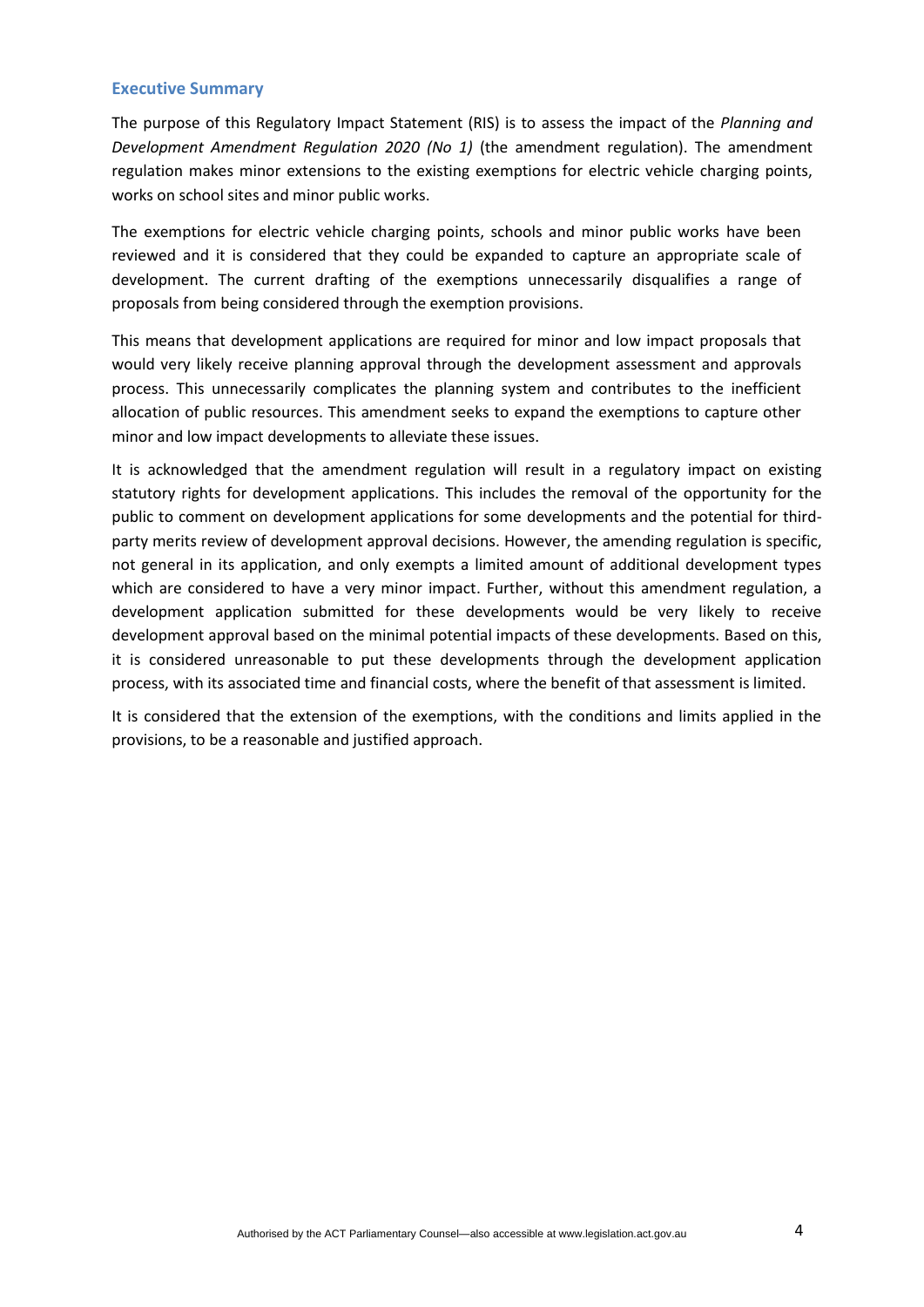## Executive Summary

The purpose of this Regulatory Impact Statement (RIS) is to assess the impact of the *Planning and Development Amendment Regulation 2020 (No 1)* (the amendment regulation). The amendment regulation makes minor extensions to the existing exemptions for electric vehicle charging points, works on school sites and minor public works.

The exemptions for electric vehicle charging points, schools and minor public works have been reviewed and it is considered that they could be expanded to capture an appropriate scale of development. The current drafting of the exemptions unnecessarily disqualifies a range of proposals from being considered through the exemption provisions.

This means that development applications are required for minor and low impact proposals that would very likely receive planning approval through the development assessment and approvals process. This unnecessarily complicates the planning system and contributes to the inefficient allocation of public resources. This amendment seeks to expand the exemptions to capture other minor and low impact developments to alleviate these issues.

It is acknowledged that the amendment regulation will result in a regulatory impact on existing statutory rights for development applications. This includes the removal of the opportunity for the public to comment on development applications for some developments and the potential for third-party merits review of development approval decisions. However, the amending regulation is specific, not general in its application, and only exempts a limited amount of additional development types which are considered to have a very minor impact. Further, without this amendment regulation, a development application submitted for these developments would be very likely to receive development approval based on the minimal potential impacts of these developments. Based on this, it is considered unreasonable to put these developments through the development application process, with its associated time and financial costs, where the benefit of that assessment is limited.

It is considered that the extension of the exemptions, with the conditions and limits applied in the provisions, to be a reasonable and justified approach.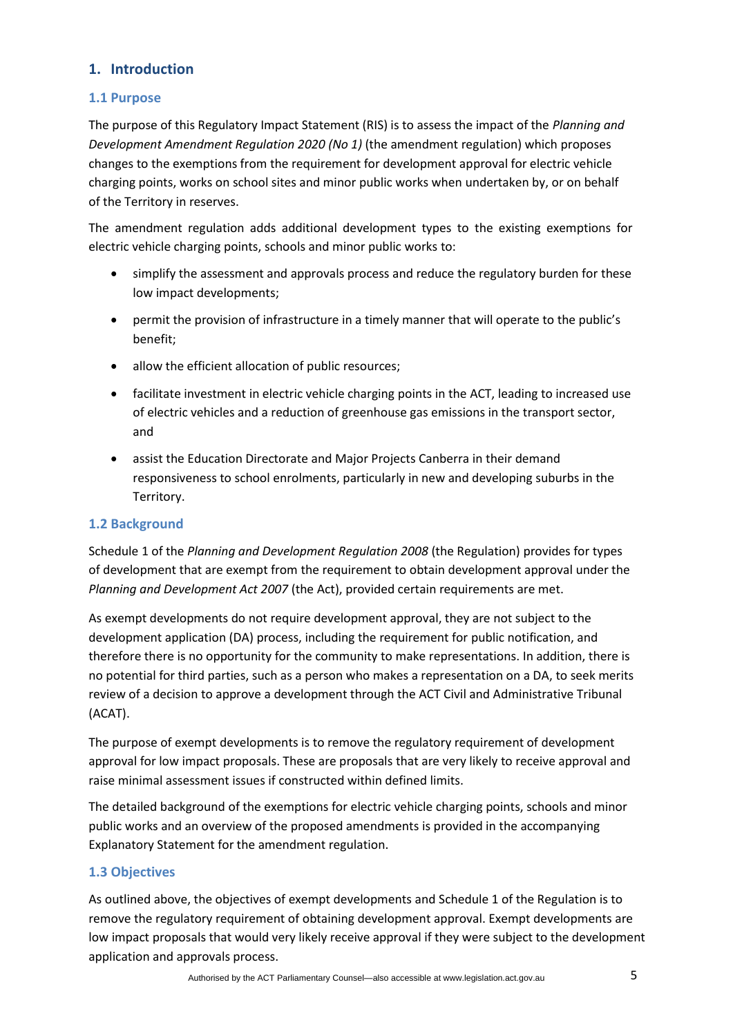## 1. Introduction

### 1.1 Purpose

The purpose of this Regulatory Impact Statement (RIS) is to assess the impact of the *Planning and Development Amendment Regulation 2020 (No 1)* (the amendment regulation) which proposes changes to the exemptions from the requirement for development approval for electric vehicle charging points, works on school sites and minor public works when undertaken by, or on behalf of the Territory in reserves.

The amendment regulation adds additional development types to the existing exemptions for electric vehicle charging points, schools and minor public works to:

- simplify the assessment and approvals process and reduce the regulatory burden for these low impact developments;
- permit the provision of infrastructure in a timely manner that will operate to the public's benefit;
- allow the efficient allocation of public resources;
- facilitate investment in electric vehicle charging points in the ACT, leading to increased use of electric vehicles and a reduction of greenhouse gas emissions in the transport sector, and
- assist the Education Directorate and Major Projects Canberra in their demand responsiveness to school enrolments, particularly in new and developing suburbs in the Territory.

### 1.2 Background

Schedule 1 of the *Planning and Development Regulation 2008* (the Regulation) provides for types of development that are exempt from the requirement to obtain development approval under the *Planning and Development Act 2007* (the Act), provided certain requirements are met.

As exempt developments do not require development approval, they are not subject to the development application (DA) process, including the requirement for public notification, and therefore there is no opportunity for the community to make representations. In addition, there is no potential for third parties, such as a person who makes a representation on a DA, to seek merits review of a decision to approve a development through the ACT Civil and Administrative Tribunal (ACAT).

The purpose of exempt developments is to remove the regulatory requirement of development approval for low impact proposals. These are proposals that are very likely to receive approval and raise minimal assessment issues if constructed within defined limits.

The detailed background of the exemptions for electric vehicle charging points, schools and minor public works and an overview of the proposed amendments is provided in the accompanying Explanatory Statement for the amendment regulation.

### 1.3 Objectives

As outlined above, the objectives of exempt developments and Schedule 1 of the Regulation is to remove the regulatory requirement of obtaining development approval. Exempt developments are low impact proposals that would very likely receive approval if they were subject to the development application and approvals process.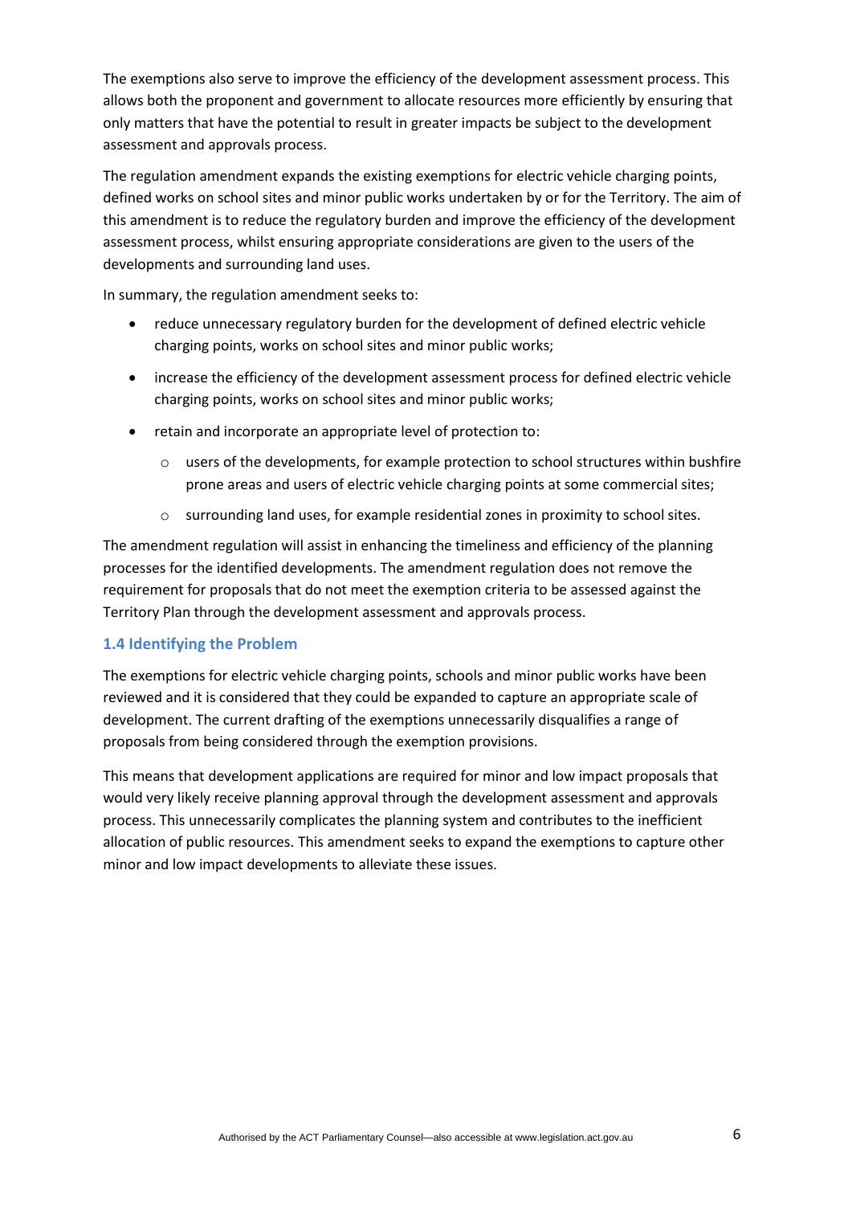The exemptions also serve to improve the efficiency of the development assessment process. This allows both the proponent and government to allocate resources more efficiently by ensuring that only matters that have the potential to result in greater impacts be subject to the development assessment and approvals process.

The regulation amendment expands the existing exemptions for electric vehicle charging points, defined works on school sites and minor public works undertaken by or for the Territory. The aim of this amendment is to reduce the regulatory burden and improve the efficiency of the development assessment process, whilst ensuring appropriate considerations are given to the users of the developments and surrounding land uses.

In summary, the regulation amendment seeks to:

- reduce unnecessary regulatory burden for the development of defined electric vehicle charging points, works on school sites and minor public works;
- increase the efficiency of the development assessment process for defined electric vehicle charging points, works on school sites and minor public works;
- retain and incorporate an appropriate level of protection to:
  - users of the developments, for example protection to school structures within bushfire prone areas and users of electric vehicle charging points at some commercial sites;
  - surrounding land uses, for example residential zones in proximity to school sites.

The amendment regulation will assist in enhancing the timeliness and efficiency of the planning processes for the identified developments. The amendment regulation does not remove the requirement for proposals that do not meet the exemption criteria to be assessed against the Territory Plan through the development assessment and approvals process.

### 1.4 Identifying the Problem

The exemptions for electric vehicle charging points, schools and minor public works have been reviewed and it is considered that they could be expanded to capture an appropriate scale of development. The current drafting of the exemptions unnecessarily disqualifies a range of proposals from being considered through the exemption provisions.

This means that development applications are required for minor and low impact proposals that would very likely receive planning approval through the development assessment and approvals process. This unnecessarily complicates the planning system and contributes to the inefficient allocation of public resources. This amendment seeks to expand the exemptions to capture other minor and low impact developments to alleviate these issues.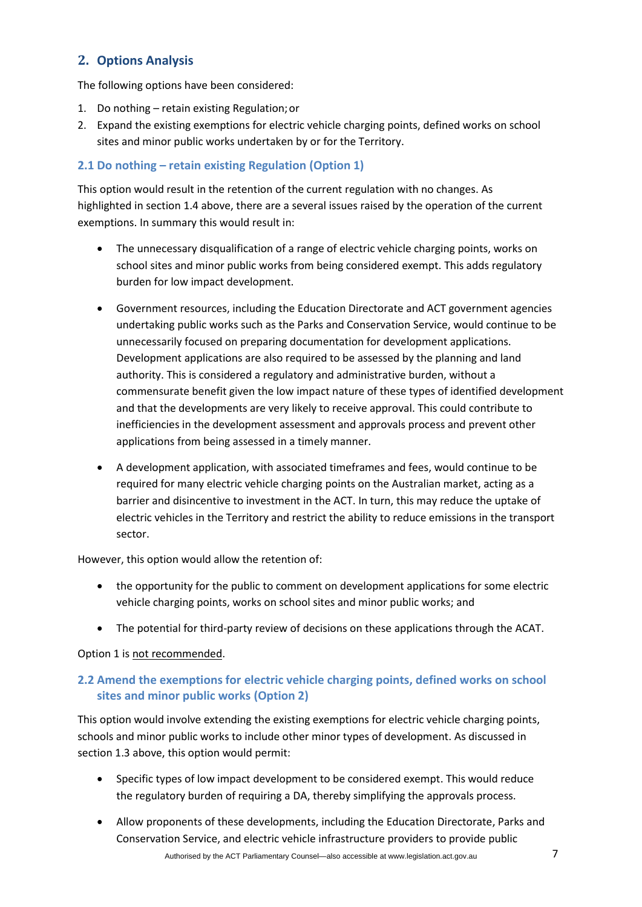## 2. Options Analysis

The following options have been considered:

1. Do nothing – retain existing Regulation; or
2. Expand the existing exemptions for electric vehicle charging points, defined works on school sites and minor public works undertaken by or for the Territory.

### 2.1 Do nothing – retain existing Regulation (Option 1)

This option would result in the retention of the current regulation with no changes. As highlighted in section 1.4 above, there are a several issues raised by the operation of the current exemptions. In summary this would result in:

- The unnecessary disqualification of a range of electric vehicle charging points, works on school sites and minor public works from being considered exempt. This adds regulatory burden for low impact development.

- Government resources, including the Education Directorate and ACT government agencies undertaking public works such as the Parks and Conservation Service, would continue to be unnecessarily focused on preparing documentation for development applications. Development applications are also required to be assessed by the planning and land authority. This is considered a regulatory and administrative burden, without a commensurate benefit given the low impact nature of these types of identified development and that the developments are very likely to receive approval. This could contribute to inefficiencies in the development assessment and approvals process and prevent other applications from being assessed in a timely manner.

- A development application, with associated timeframes and fees, would continue to be required for many electric vehicle charging points on the Australian market, acting as a barrier and disincentive to investment in the ACT. In turn, this may reduce the uptake of electric vehicles in the Territory and restrict the ability to reduce emissions in the transport sector.

However, this option would allow the retention of:

- the opportunity for the public to comment on development applications for some electric vehicle charging points, works on school sites and minor public works; and

- The potential for third-party review of decisions on these applications through the ACAT.

Option 1 is not recommended.

### 2.2 Amend the exemptions for electric vehicle charging points, defined works on school sites and minor public works (Option 2)

This option would involve extending the existing exemptions for electric vehicle charging points, schools and minor public works to include other minor types of development. As discussed in section 1.3 above, this option would permit:

- Specific types of low impact development to be considered exempt. This would reduce the regulatory burden of requiring a DA, thereby simplifying the approvals process.

- Allow proponents of these developments, including the Education Directorate, Parks and Conservation Service, and electric vehicle infrastructure providers to provide public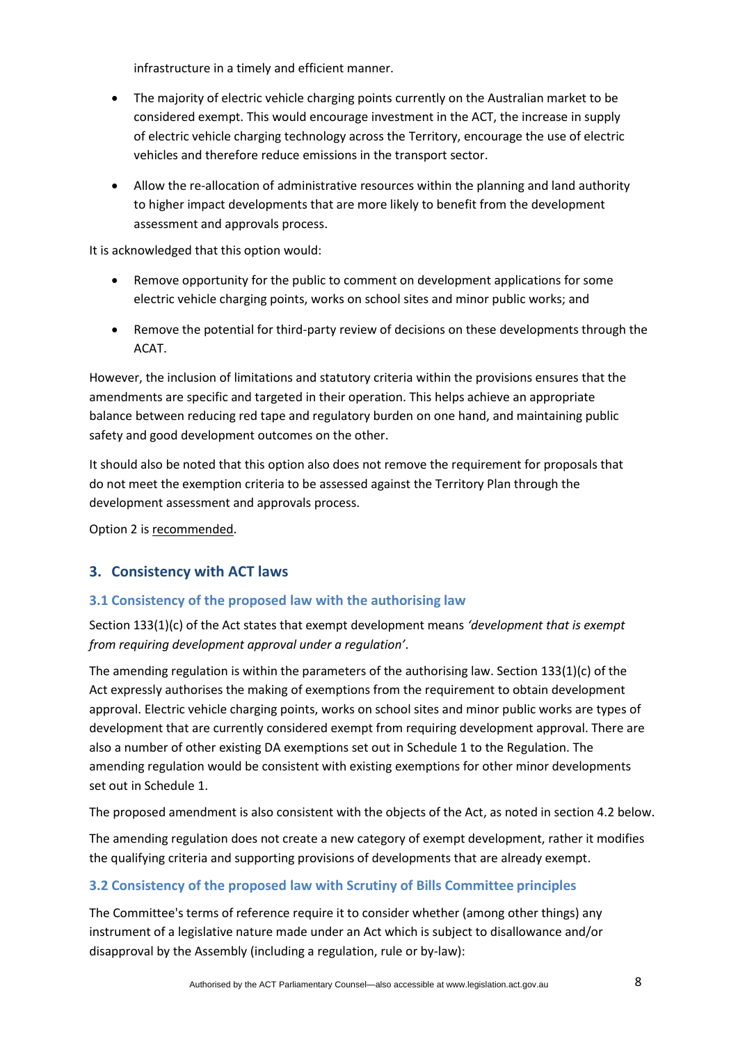infrastructure in a timely and efficient manner.

- The majority of electric vehicle charging points currently on the Australian market to be considered exempt. This would encourage investment in the ACT, the increase in supply of electric vehicle charging technology across the Territory, encourage the use of electric vehicles and therefore reduce emissions in the transport sector.
- Allow the re-allocation of administrative resources within the planning and land authority to higher impact developments that are more likely to benefit from the development assessment and approvals process.

It is acknowledged that this option would:

- Remove opportunity for the public to comment on development applications for some electric vehicle charging points, works on school sites and minor public works; and
- Remove the potential for third-party review of decisions on these developments through the ACAT.

However, the inclusion of limitations and statutory criteria within the provisions ensures that the amendments are specific and targeted in their operation. This helps achieve an appropriate balance between reducing red tape and regulatory burden on one hand, and maintaining public safety and good development outcomes on the other.

It should also be noted that this option also does not remove the requirement for proposals that do not meet the exemption criteria to be assessed against the Territory Plan through the development assessment and approvals process.

Option 2 is recommended.

## 3. Consistency with ACT laws

### 3.1 Consistency of the proposed law with the authorising law

Section 133(1)(c) of the Act states that exempt development means *'development that is exempt from requiring development approval under a regulation'*.

The amending regulation is within the parameters of the authorising law. Section 133(1)(c) of the Act expressly authorises the making of exemptions from the requirement to obtain development approval. Electric vehicle charging points, works on school sites and minor public works are types of development that are currently considered exempt from requiring development approval. There are also a number of other existing DA exemptions set out in Schedule 1 to the Regulation. The amending regulation would be consistent with existing exemptions for other minor developments set out in Schedule 1.

The proposed amendment is also consistent with the objects of the Act, as noted in section 4.2 below.

The amending regulation does not create a new category of exempt development, rather it modifies the qualifying criteria and supporting provisions of developments that are already exempt.

### 3.2 Consistency of the proposed law with Scrutiny of Bills Committee principles

The Committee's terms of reference require it to consider whether (among other things) any instrument of a legislative nature made under an Act which is subject to disallowance and/or disapproval by the Assembly (including a regulation, rule or by-law):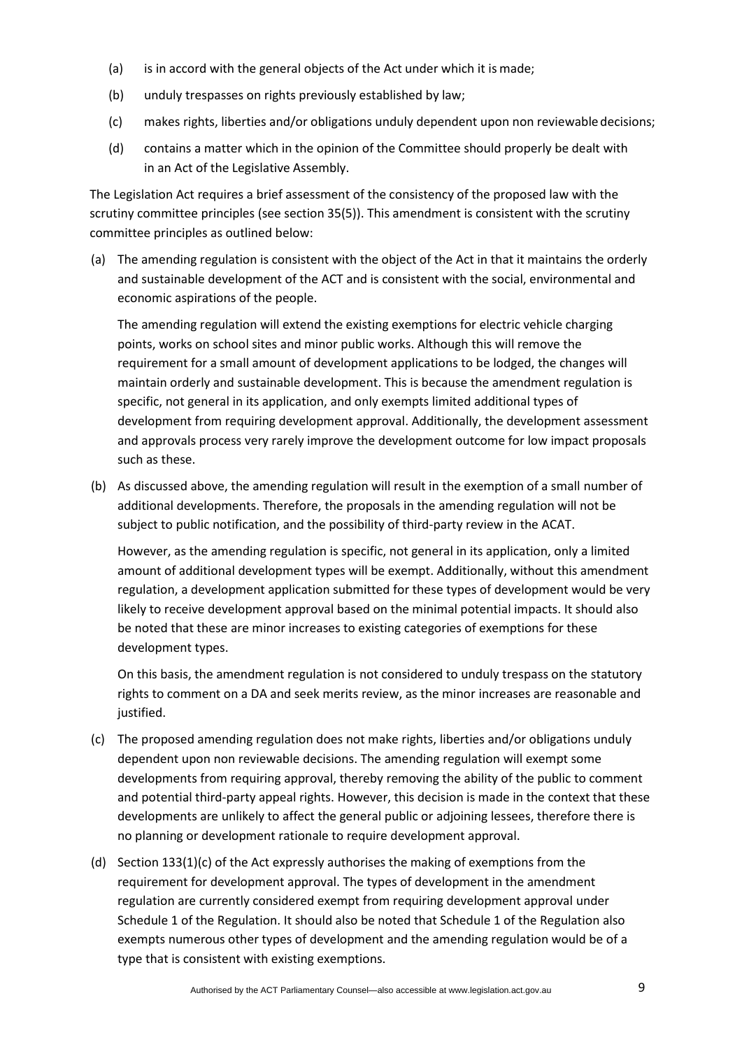(a) is in accord with the general objects of the Act under which it is made;

(b) unduly trespasses on rights previously established by law;

(c) makes rights, liberties and/or obligations unduly dependent upon non reviewable decisions;

(d) contains a matter which in the opinion of the Committee should properly be dealt with in an Act of the Legislative Assembly.

The Legislation Act requires a brief assessment of the consistency of the proposed law with the scrutiny committee principles (see section 35(5)). This amendment is consistent with the scrutiny committee principles as outlined below:

(a) The amending regulation is consistent with the object of the Act in that it maintains the orderly and sustainable development of the ACT and is consistent with the social, environmental and economic aspirations of the people.

The amending regulation will extend the existing exemptions for electric vehicle charging points, works on school sites and minor public works. Although this will remove the requirement for a small amount of development applications to be lodged, the changes will maintain orderly and sustainable development. This is because the amendment regulation is specific, not general in its application, and only exempts limited additional types of development from requiring development approval. Additionally, the development assessment and approvals process very rarely improve the development outcome for low impact proposals such as these.

(b) As discussed above, the amending regulation will result in the exemption of a small number of additional developments. Therefore, the proposals in the amending regulation will not be subject to public notification, and the possibility of third-party review in the ACAT.

However, as the amending regulation is specific, not general in its application, only a limited amount of additional development types will be exempt. Additionally, without this amendment regulation, a development application submitted for these types of development would be very likely to receive development approval based on the minimal potential impacts. It should also be noted that these are minor increases to existing categories of exemptions for these development types.

On this basis, the amendment regulation is not considered to unduly trespass on the statutory rights to comment on a DA and seek merits review, as the minor increases are reasonable and justified.

(c) The proposed amending regulation does not make rights, liberties and/or obligations unduly dependent upon non reviewable decisions. The amending regulation will exempt some developments from requiring approval, thereby removing the ability of the public to comment and potential third-party appeal rights. However, this decision is made in the context that these developments are unlikely to affect the general public or adjoining lessees, therefore there is no planning or development rationale to require development approval.

(d) Section 133(1)(c) of the Act expressly authorises the making of exemptions from the requirement for development approval. The types of development in the amendment regulation are currently considered exempt from requiring development approval under Schedule 1 of the Regulation. It should also be noted that Schedule 1 of the Regulation also exempts numerous other types of development and the amending regulation would be of a type that is consistent with existing exemptions.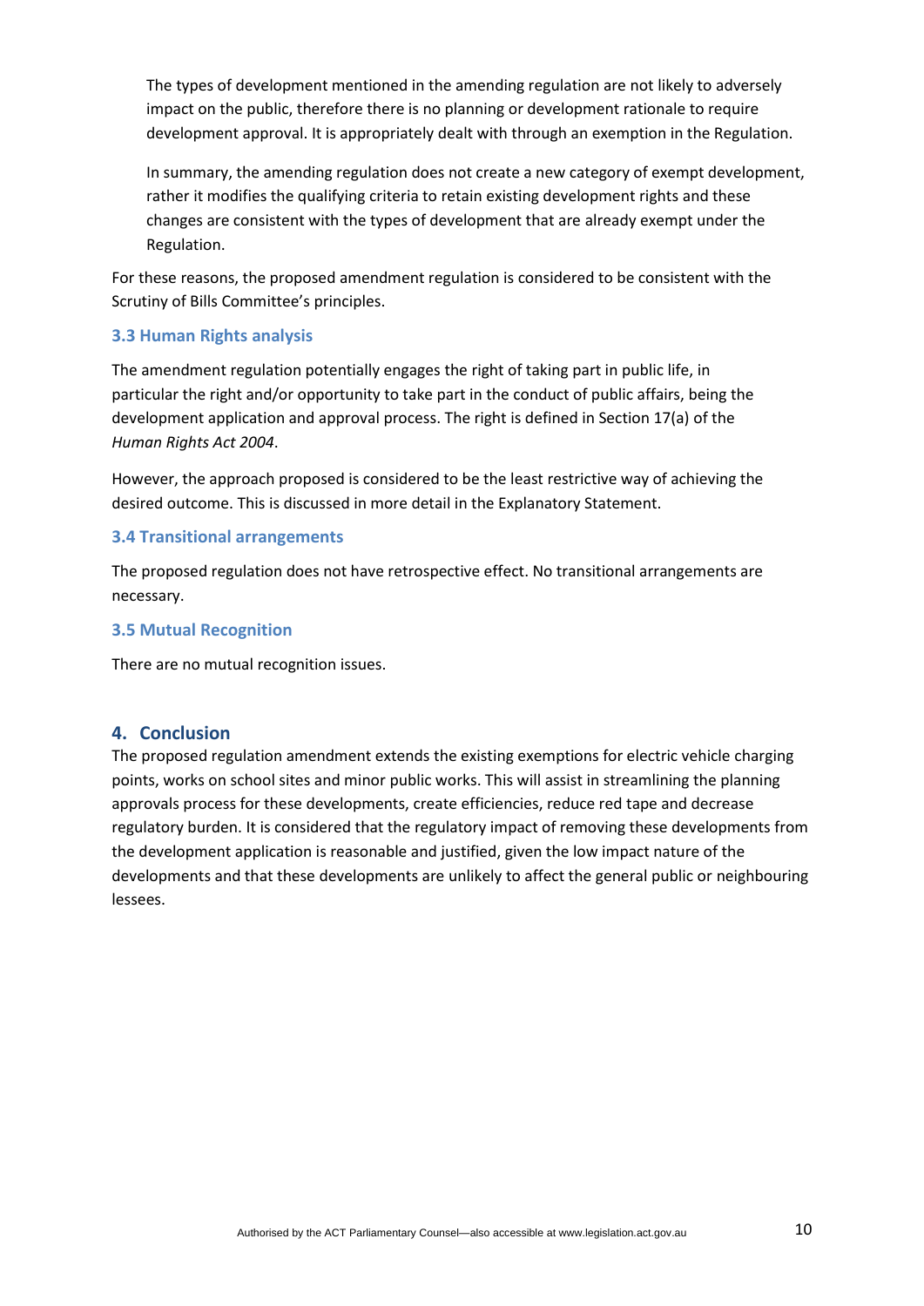The types of development mentioned in the amending regulation are not likely to adversely impact on the public, therefore there is no planning or development rationale to require development approval. It is appropriately dealt with through an exemption in the Regulation.

In summary, the amending regulation does not create a new category of exempt development, rather it modifies the qualifying criteria to retain existing development rights and these changes are consistent with the types of development that are already exempt under the Regulation.

For these reasons, the proposed amendment regulation is considered to be consistent with the Scrutiny of Bills Committee's principles.

### 3.3 Human Rights analysis

The amendment regulation potentially engages the right of taking part in public life, in particular the right and/or opportunity to take part in the conduct of public affairs, being the development application and approval process. The right is defined in Section 17(a) of the *Human Rights Act 2004*.

However, the approach proposed is considered to be the least restrictive way of achieving the desired outcome. This is discussed in more detail in the Explanatory Statement.

### 3.4 Transitional arrangements

The proposed regulation does not have retrospective effect. No transitional arrangements are necessary.

### 3.5 Mutual Recognition

There are no mutual recognition issues.

## 4. Conclusion

The proposed regulation amendment extends the existing exemptions for electric vehicle charging points, works on school sites and minor public works. This will assist in streamlining the planning approvals process for these developments, create efficiencies, reduce red tape and decrease regulatory burden. It is considered that the regulatory impact of removing these developments from the development application is reasonable and justified, given the low impact nature of the developments and that these developments are unlikely to affect the general public or neighbouring lessees.